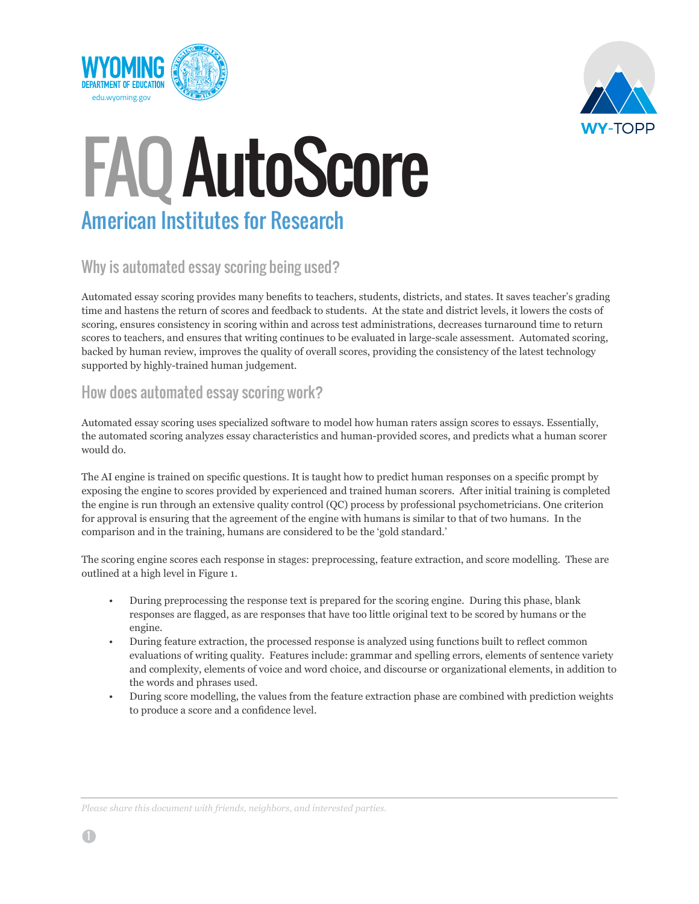WYOMING
DEPARTMENT OF EDUCATION
edu.wyoming.gov

WY-TOPP

# FAQ AutoScore

## American Institutes for Research

### Why is automated essay scoring being used?

Automated essay scoring provides many benefits to teachers, students, districts, and states. It saves teacher's grading time and hastens the return of scores and feedback to students. At the state and district levels, it lowers the costs of scoring, ensures consistency in scoring within and across test administrations, decreases turnaround time to return scores to teachers, and ensures that writing continues to be evaluated in large-scale assessment. Automated scoring, backed by human review, improves the quality of overall scores, providing the consistency of the latest technology supported by highly-trained human judgement.

### How does automated essay scoring work?

Automated essay scoring uses specialized software to model how human raters assign scores to essays. Essentially, the automated scoring analyzes essay characteristics and human-provided scores, and predicts what a human scorer would do.

The AI engine is trained on specific questions. It is taught how to predict human responses on a specific prompt by exposing the engine to scores provided by experienced and trained human scorers. After initial training is completed the engine is run through an extensive quality control (QC) process by professional psychometricians. One criterion for approval is ensuring that the agreement of the engine with humans is similar to that of two humans. In the comparison and in the training, humans are considered to be the 'gold standard.'

The scoring engine scores each response in stages: preprocessing, feature extraction, and score modelling. These are outlined at a high level in Figure 1.

- During preprocessing the response text is prepared for the scoring engine. During this phase, blank responses are flagged, as are responses that have too little original text to be scored by humans or the engine.
- During feature extraction, the processed response is analyzed using functions built to reflect common evaluations of writing quality. Features include: grammar and spelling errors, elements of sentence variety and complexity, elements of voice and word choice, and discourse or organizational elements, in addition to the words and phrases used.
- During score modelling, the values from the feature extraction phase are combined with prediction weights to produce a score and a confidence level.

*Please share this document with friends, neighbors, and interested parties.*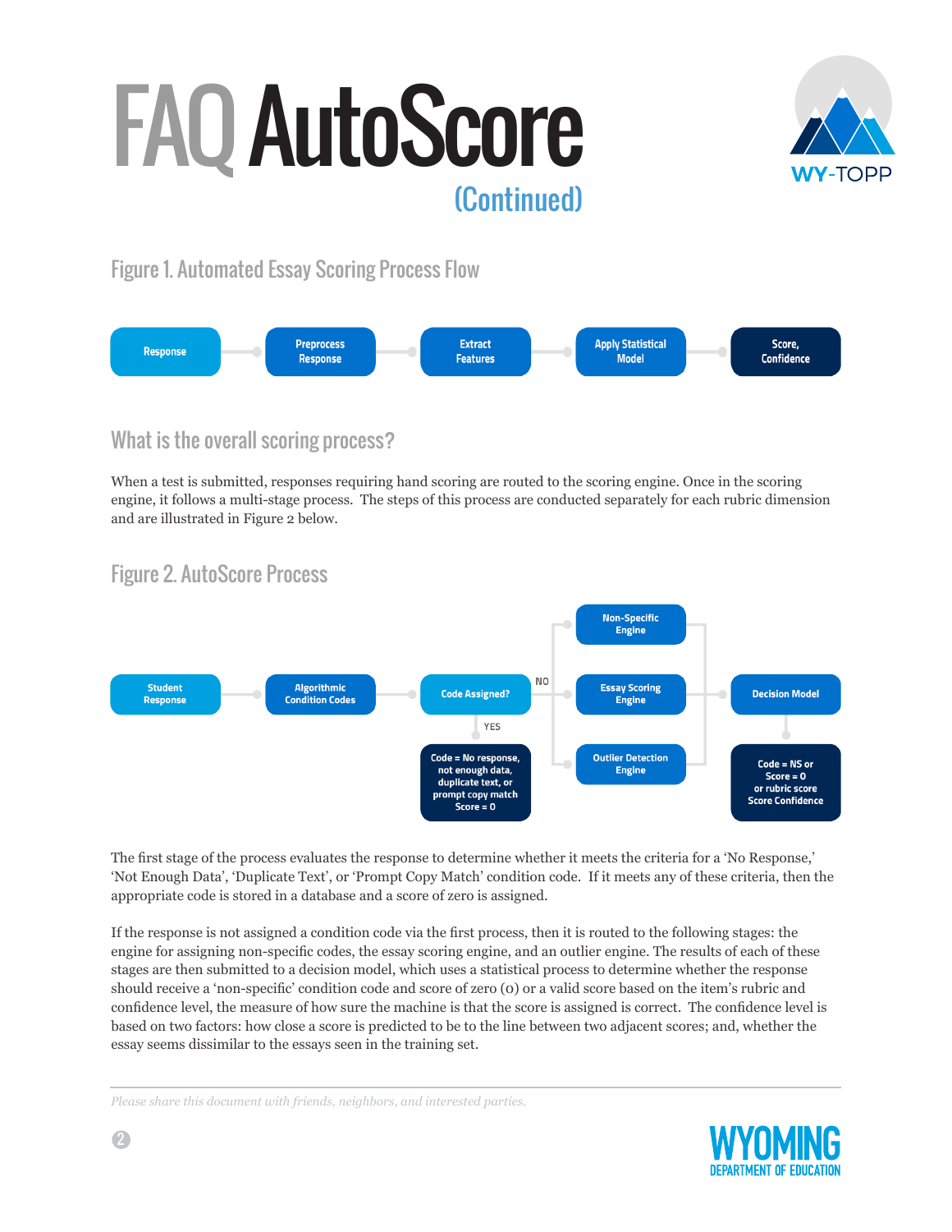# FAQ AutoScore (Continued)

## Figure 1. Automated Essay Scoring Process Flow

Response → Preprocess Response → Extract Features → Apply Statistical Model → Score, Confidence

## What is the overall scoring process?

When a test is submitted, responses requiring hand scoring are routed to the scoring engine. Once in the scoring engine, it follows a multi-stage process. The steps of this process are conducted separately for each rubric dimension and are illustrated in Figure 2 below.

## Figure 2. AutoScore Process

Student Response → Algorithmic Condition Codes → Code Assigned?

- YES → Code = No response, not enough data, duplicate text, or prompt copy match Score = 0
- NO → Non-Specific Engine / Essay Scoring Engine / Outlier Detection Engine → Decision Model → Code = NS or Score = 0 or rubric score Score Confidence

The first stage of the process evaluates the response to determine whether it meets the criteria for a 'No Response,' 'Not Enough Data', 'Duplicate Text', or 'Prompt Copy Match' condition code. If it meets any of these criteria, then the appropriate code is stored in a database and a score of zero is assigned.

If the response is not assigned a condition code via the first process, then it is routed to the following stages: the engine for assigning non-specific codes, the essay scoring engine, and an outlier engine. The results of each of these stages are then submitted to a decision model, which uses a statistical process to determine whether the response should receive a 'non-specific' condition code and score of zero (0) or a valid score based on the item's rubric and confidence level, the measure of how sure the machine is that the score is assigned is correct. The confidence level is based on two factors: how close a score is predicted to be to the line between two adjacent scores; and, whether the essay seems dissimilar to the essays seen in the training set.

*Please share this document with friends, neighbors, and interested parties.*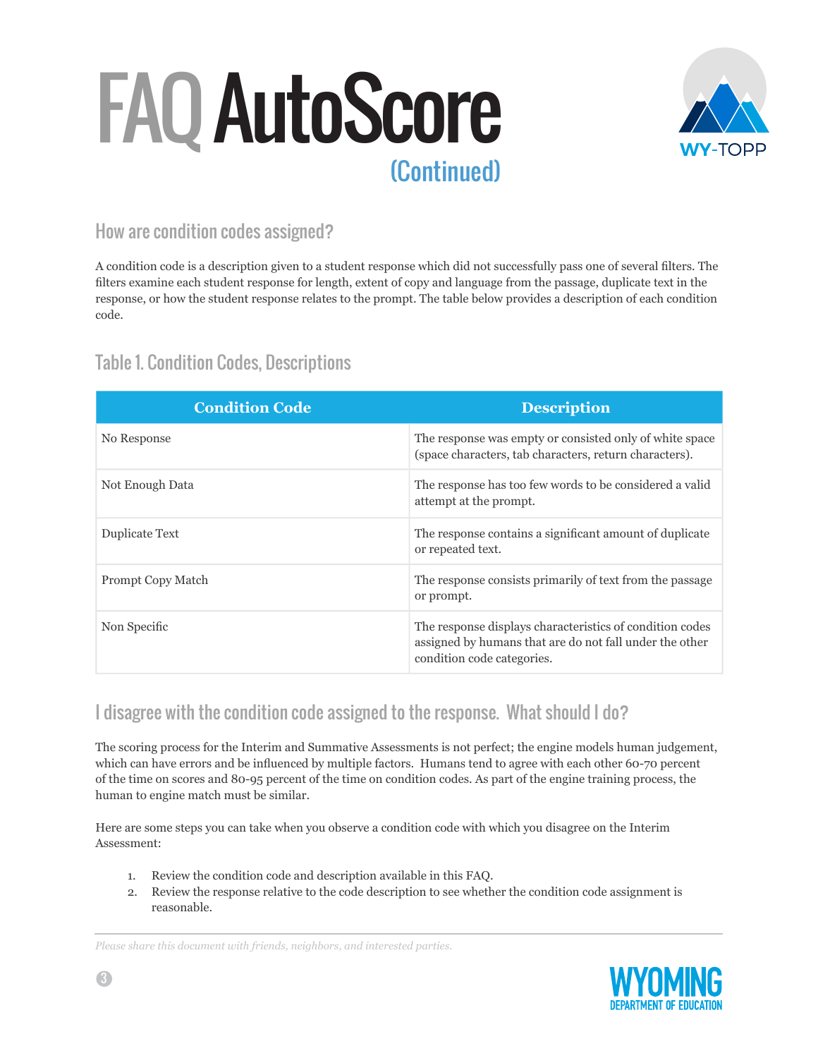# FAQ AutoScore

(Continued)

## How are condition codes assigned?

A condition code is a description given to a student response which did not successfully pass one of several filters. The filters examine each student response for length, extent of copy and language from the passage, duplicate text in the response, or how the student response relates to the prompt. The table below provides a description of each condition code.

### Table 1. Condition Codes, Descriptions

| Condition Code | Description |
| --- | --- |
| No Response | The response was empty or consisted only of white space (space characters, tab characters, return characters). |
| Not Enough Data | The response has too few words to be considered a valid attempt at the prompt. |
| Duplicate Text | The response contains a significant amount of duplicate or repeated text. |
| Prompt Copy Match | The response consists primarily of text from the passage or prompt. |
| Non Specific | The response displays characteristics of condition codes assigned by humans that are do not fall under the other condition code categories. |

## I disagree with the condition code assigned to the response. What should I do?

The scoring process for the Interim and Summative Assessments is not perfect; the engine models human judgement, which can have errors and be influenced by multiple factors. Humans tend to agree with each other 60-70 percent of the time on scores and 80-95 percent of the time on condition codes. As part of the engine training process, the human to engine match must be similar.

Here are some steps you can take when you observe a condition code with which you disagree on the Interim Assessment:

1. Review the condition code and description available in this FAQ.
2. Review the response relative to the code description to see whether the condition code assignment is reasonable.

*Please share this document with friends, neighbors, and interested parties.*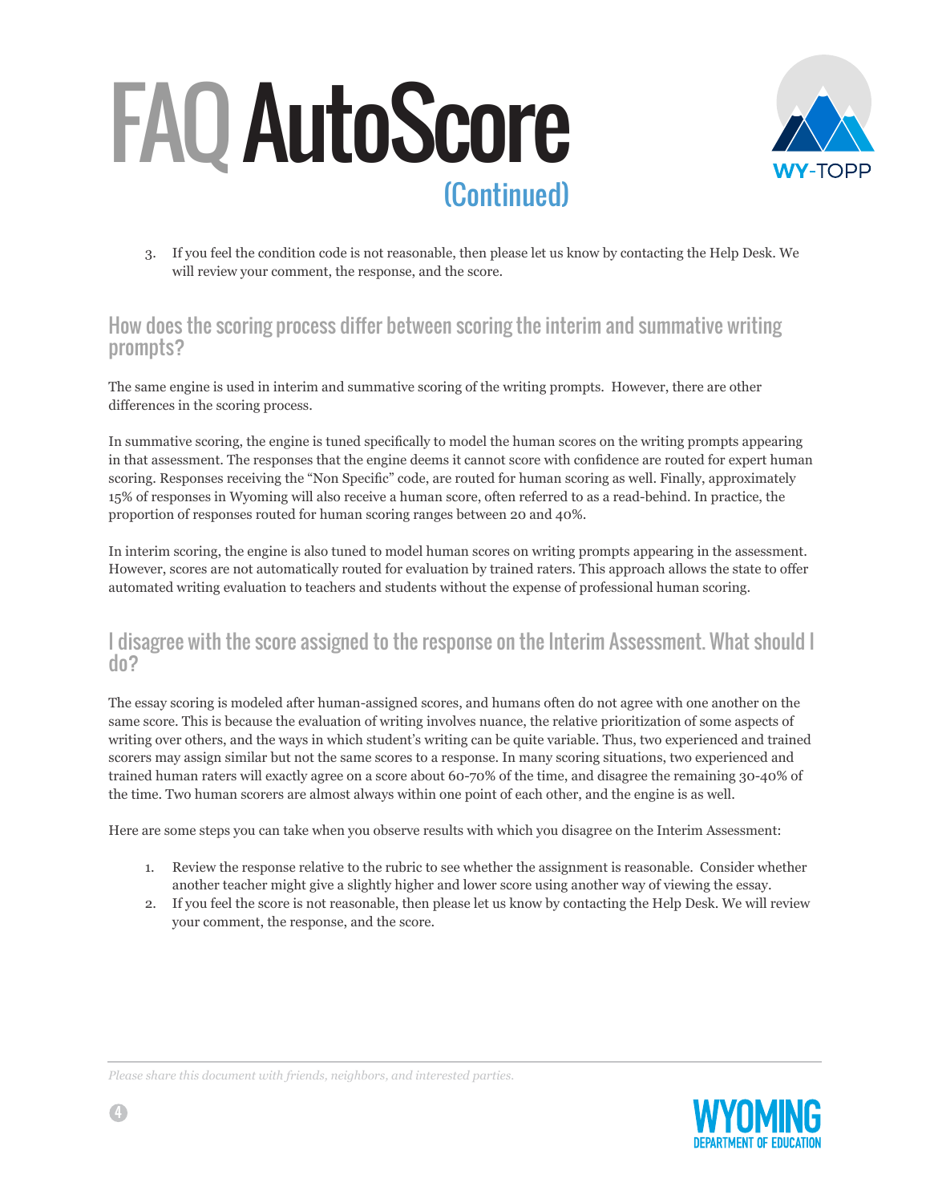# FAQ AutoScore (Continued)

3. If you feel the condition code is not reasonable, then please let us know by contacting the Help Desk. We will review your comment, the response, and the score.

## How does the scoring process differ between scoring the interim and summative writing prompts?

The same engine is used in interim and summative scoring of the writing prompts. However, there are other differences in the scoring process.

In summative scoring, the engine is tuned specifically to model the human scores on the writing prompts appearing in that assessment. The responses that the engine deems it cannot score with confidence are routed for expert human scoring. Responses receiving the "Non Specific" code, are routed for human scoring as well. Finally, approximately 15% of responses in Wyoming will also receive a human score, often referred to as a read-behind. In practice, the proportion of responses routed for human scoring ranges between 20 and 40%.

In interim scoring, the engine is also tuned to model human scores on writing prompts appearing in the assessment. However, scores are not automatically routed for evaluation by trained raters. This approach allows the state to offer automated writing evaluation to teachers and students without the expense of professional human scoring.

## I disagree with the score assigned to the response on the Interim Assessment. What should I do?

The essay scoring is modeled after human-assigned scores, and humans often do not agree with one another on the same score. This is because the evaluation of writing involves nuance, the relative prioritization of some aspects of writing over others, and the ways in which student's writing can be quite variable. Thus, two experienced and trained scorers may assign similar but not the same scores to a response. In many scoring situations, two experienced and trained human raters will exactly agree on a score about 60-70% of the time, and disagree the remaining 30-40% of the time. Two human scorers are almost always within one point of each other, and the engine is as well.

Here are some steps you can take when you observe results with which you disagree on the Interim Assessment:

1. Review the response relative to the rubric to see whether the assignment is reasonable. Consider whether another teacher might give a slightly higher and lower score using another way of viewing the essay.
2. If you feel the score is not reasonable, then please let us know by contacting the Help Desk. We will review your comment, the response, and the score.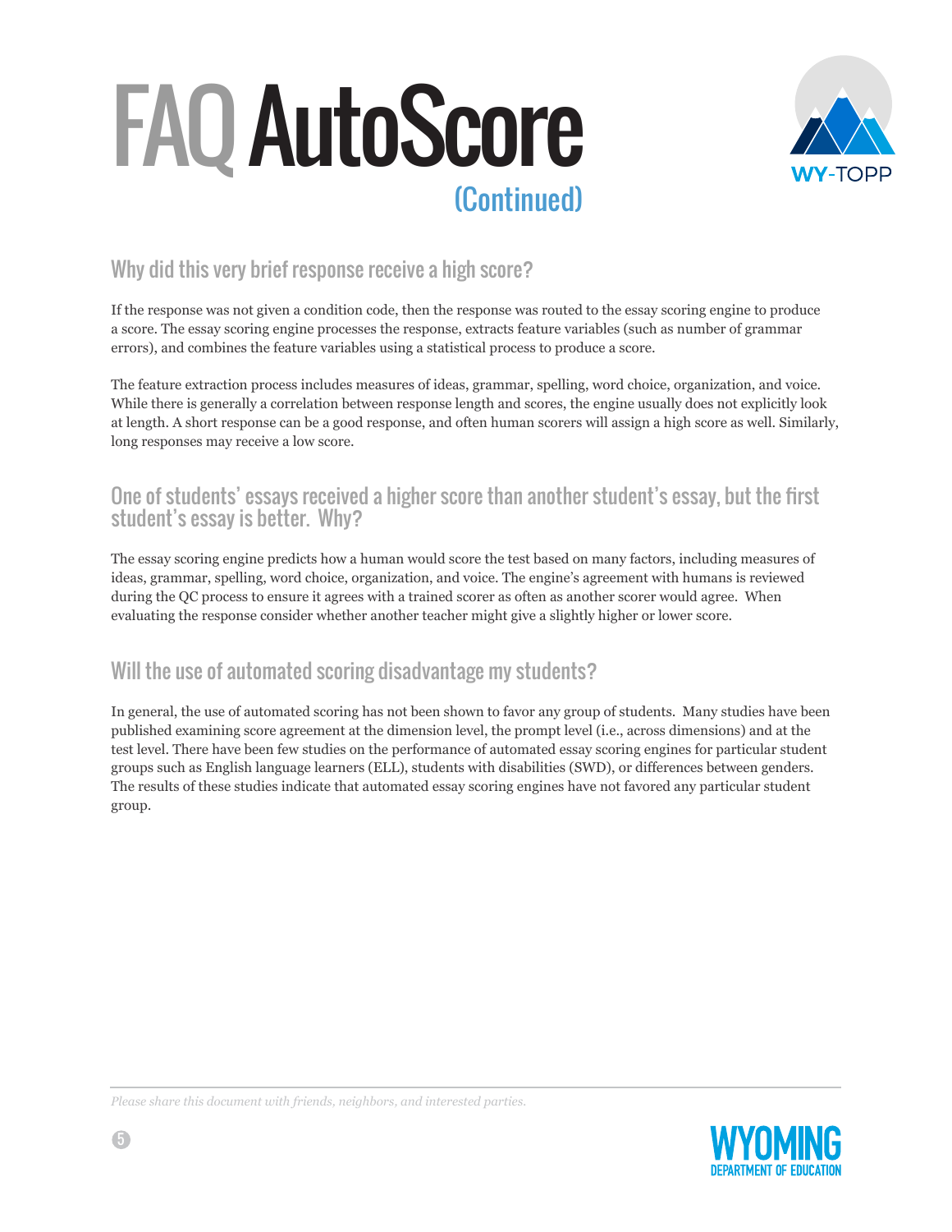# FAQ AutoScore (Continued)

## Why did this very brief response receive a high score?

If the response was not given a condition code, then the response was routed to the essay scoring engine to produce a score. The essay scoring engine processes the response, extracts feature variables (such as number of grammar errors), and combines the feature variables using a statistical process to produce a score.

The feature extraction process includes measures of ideas, grammar, spelling, word choice, organization, and voice. While there is generally a correlation between response length and scores, the engine usually does not explicitly look at length. A short response can be a good response, and often human scorers will assign a high score as well. Similarly, long responses may receive a low score.

## One of students' essays received a higher score than another student's essay, but the first student's essay is better. Why?

The essay scoring engine predicts how a human would score the test based on many factors, including measures of ideas, grammar, spelling, word choice, organization, and voice. The engine's agreement with humans is reviewed during the QC process to ensure it agrees with a trained scorer as often as another scorer would agree. When evaluating the response consider whether another teacher might give a slightly higher or lower score.

## Will the use of automated scoring disadvantage my students?

In general, the use of automated scoring has not been shown to favor any group of students. Many studies have been published examining score agreement at the dimension level, the prompt level (i.e., across dimensions) and at the test level. There have been few studies on the performance of automated essay scoring engines for particular student groups such as English language learners (ELL), students with disabilities (SWD), or differences between genders. The results of these studies indicate that automated essay scoring engines have not favored any particular student group.

*Please share this document with friends, neighbors, and interested parties.*